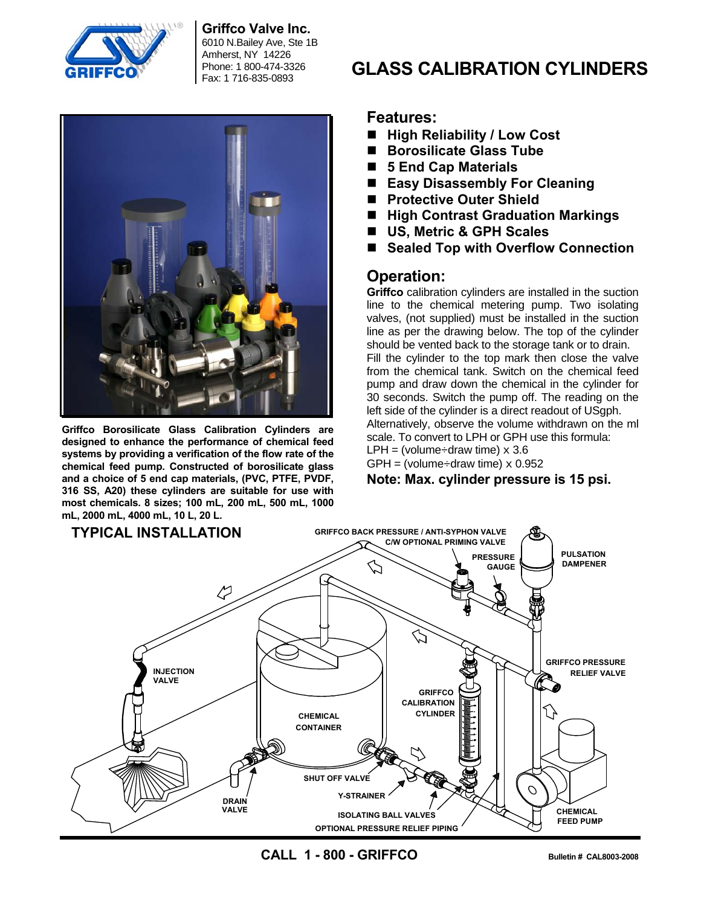**Griffco Valve Inc.**
6010 N.Bailey Ave, Ste 1B
Amherst, NY 14226
Phone: 1 800-474-3326
Fax: 1 716-835-0893

# GLASS CALIBRATION CYLINDERS

**Griffco Borosilicate Glass Calibration Cylinders are designed to enhance the performance of chemical feed systems by providing a verification of the flow rate of the chemical feed pump. Constructed of borosilicate glass and a choice of 5 end cap materials, (PVC, PTFE, PVDF, 316 SS, A20) these cylinders are suitable for use with most chemicals. 8 sizes; 100 mL, 200 mL, 500 mL, 1000 mL, 2000 mL, 4000 mL, 10 L, 20 L.**

## Features:

- **High Reliability / Low Cost**
- **Borosilicate Glass Tube**
- **5 End Cap Materials**
- **Easy Disassembly For Cleaning**
- **Protective Outer Shield**
- **High Contrast Graduation Markings**
- **US, Metric & GPH Scales**
- **Sealed Top with Overflow Connection**

## Operation:

**Griffco** calibration cylinders are installed in the suction line to the chemical metering pump. Two isolating valves, (not supplied) must be installed in the suction line as per the drawing below. The top of the cylinder should be vented back to the storage tank or to drain. Fill the cylinder to the top mark then close the valve from the chemical tank. Switch on the chemical feed pump and draw down the chemical in the cylinder for 30 seconds. Switch the pump off. The reading on the left side of the cylinder is a direct readout of USgph. Alternatively, observe the volume withdrawn on the ml scale. To convert to LPH or GPH use this formula:

LPH = (volume÷draw time) x 3.6

GPH = (volume÷draw time) x 0.952

**Note: Max. cylinder pressure is 15 psi.**

## TYPICAL INSTALLATION

GRIFFCO BACK PRESSURE / ANTI-SYPHON VALVE C/W OPTIONAL PRIMING VALVE

PRESSURE GAUGE

PULSATION DAMPENER

INJECTION VALVE

GRIFFCO PRESSURE RELIEF VALVE

GRIFFCO CALIBRATION CYLINDER

CHEMICAL CONTAINER

SHUT OFF VALVE

Y-STRAINER

DRAIN VALVE

ISOLATING BALL VALVES

OPTIONAL PRESSURE RELIEF PIPING

CHEMICAL FEED PUMP

**CALL 1 - 800 - GRIFFCO**

Bulletin # CAL8003-2008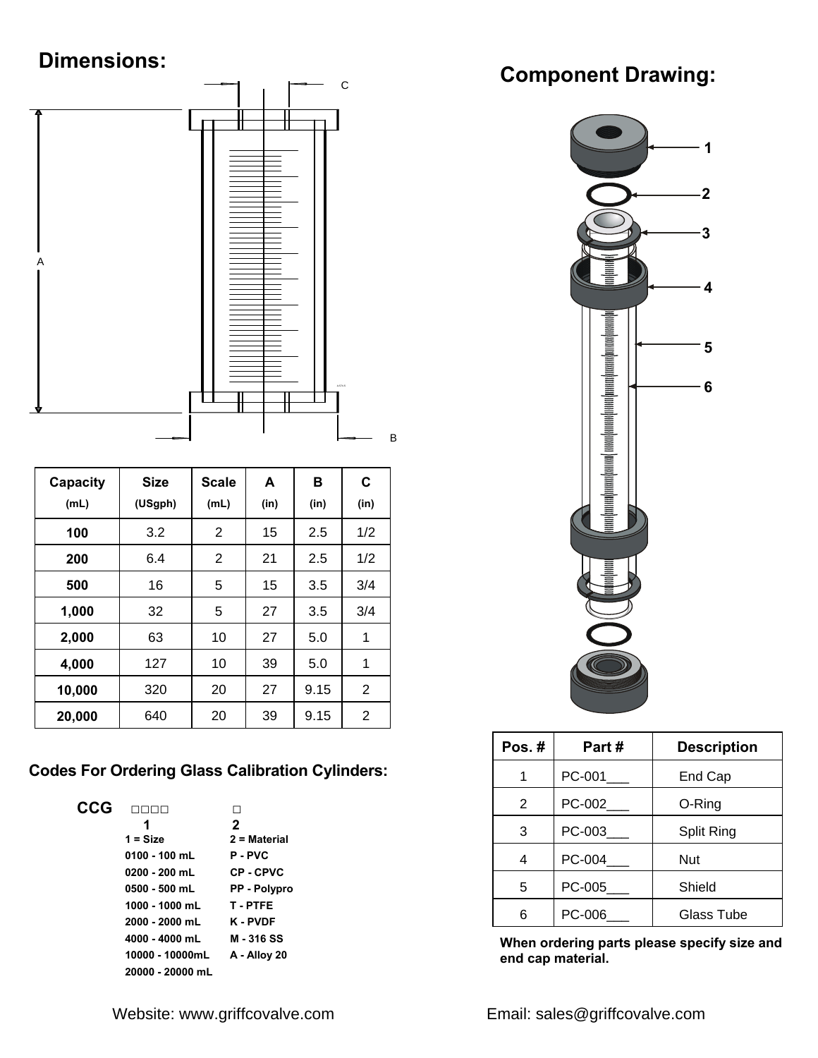## Dimensions:

C

A

B

| Capacity (mL) | Size (USgph) | Scale (mL) | A (in) | B (in) | C (in) |
|---|---|---|---|---|---|
| **100** | 3.2 | 2 | 15 | 2.5 | 1/2 |
| **200** | 6.4 | 2 | 21 | 2.5 | 1/2 |
| **500** | 16 | 5 | 15 | 3.5 | 3/4 |
| **1,000** | 32 | 5 | 27 | 3.5 | 3/4 |
| **2,000** | 63 | 10 | 27 | 5.0 | 1 |
| **4,000** | 127 | 10 | 39 | 5.0 | 1 |
| **10,000** | 320 | 20 | 27 | 9.15 | 2 |
| **20,000** | 640 | 20 | 39 | 9.15 | 2 |

### Codes For Ordering Glass Calibration Cylinders:

**CCG** □□□□ □

| 1 | 2 |
|---|---|
| **1 = Size** | **2 = Material** |
| **0100 - 100 mL** | **P - PVC** |
| **0200 - 200 mL** | **CP - CPVC** |
| **0500 - 500 mL** | **PP - Polypro** |
| **1000 - 1000 mL** | **T - PTFE** |
| **2000 - 2000 mL** | **K - PVDF** |
| **4000 - 4000 mL** | **M - 316 SS** |
| **10000 - 10000mL** | **A - Alloy 20** |
| **20000 - 20000 mL** | |

## Component Drawing:

1

2

3

4

5

6

| Pos. # | Part # | Description |
|---|---|---|
| 1 | PC-001___ | End Cap |
| 2 | PC-002___ | O-Ring |
| 3 | PC-003___ | Split Ring |
| 4 | PC-004___ | Nut |
| 5 | PC-005___ | Shield |
| 6 | PC-006___ | Glass Tube |

**When ordering parts please specify size and end cap material.**

Website: www.griffcovalve.com

Email: sales@griffcovalve.com